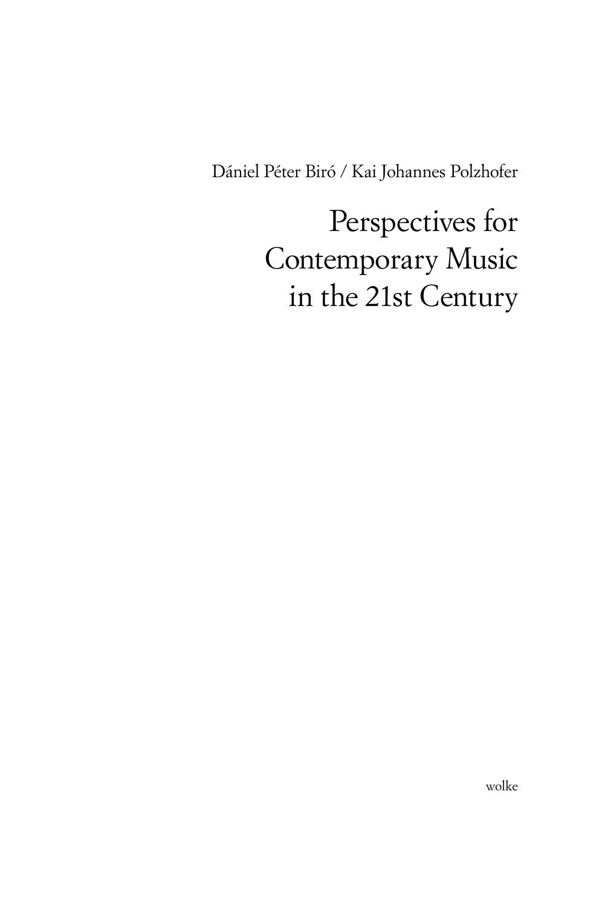Dániel Péter Biró / Kai Johannes Polzhofer

# Perspectives for Contemporary Music in the 21st Century

wolke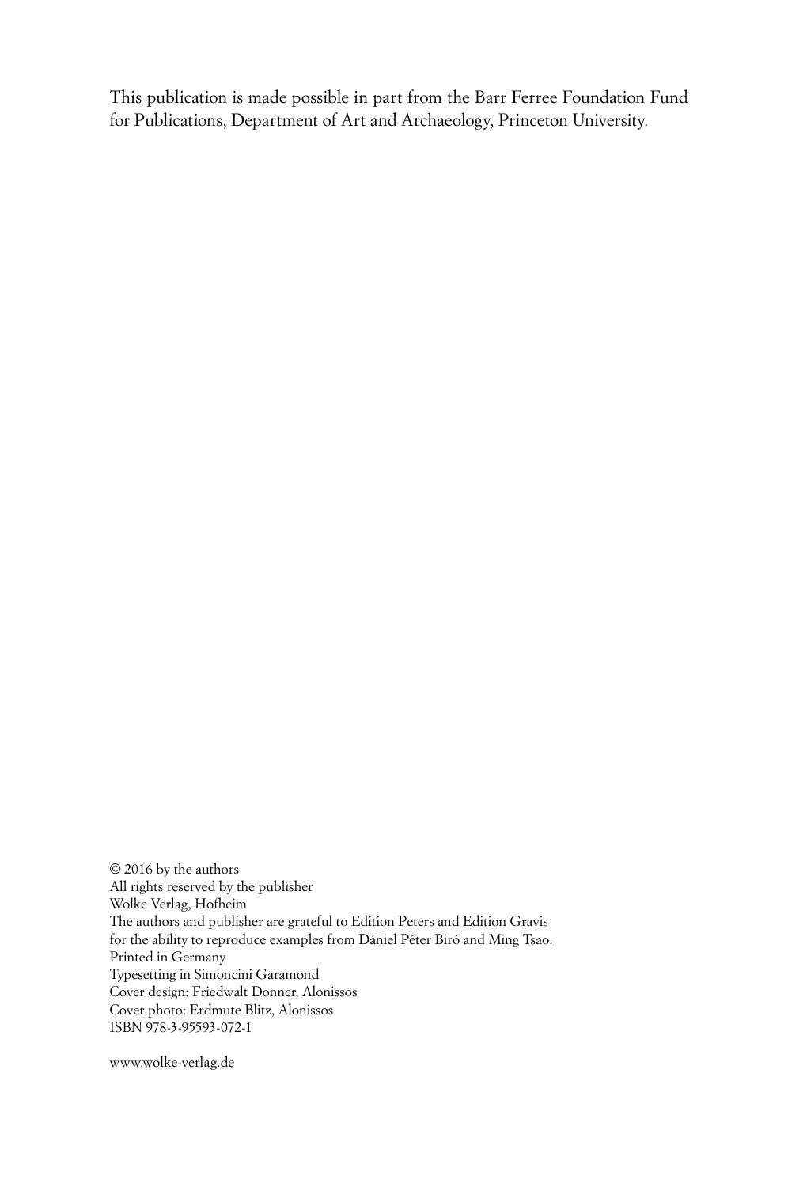This publication is made possible in part from the Barr Ferree Foundation Fund for Publications, Department of Art and Archaeology, Princeton University.

© 2016 by the authors
All rights reserved by the publisher
Wolke Verlag, Hofheim
The authors and publisher are grateful to Edition Peters and Edition Gravis for the ability to reproduce examples from Dániel Péter Biró and Ming Tsao.
Printed in Germany
Typesetting in Simoncini Garamond
Cover design: Friedwalt Donner, Alonissos
Cover photo: Erdmute Blitz, Alonissos
ISBN 978-3-95593-072-1

www.wolke-verlag.de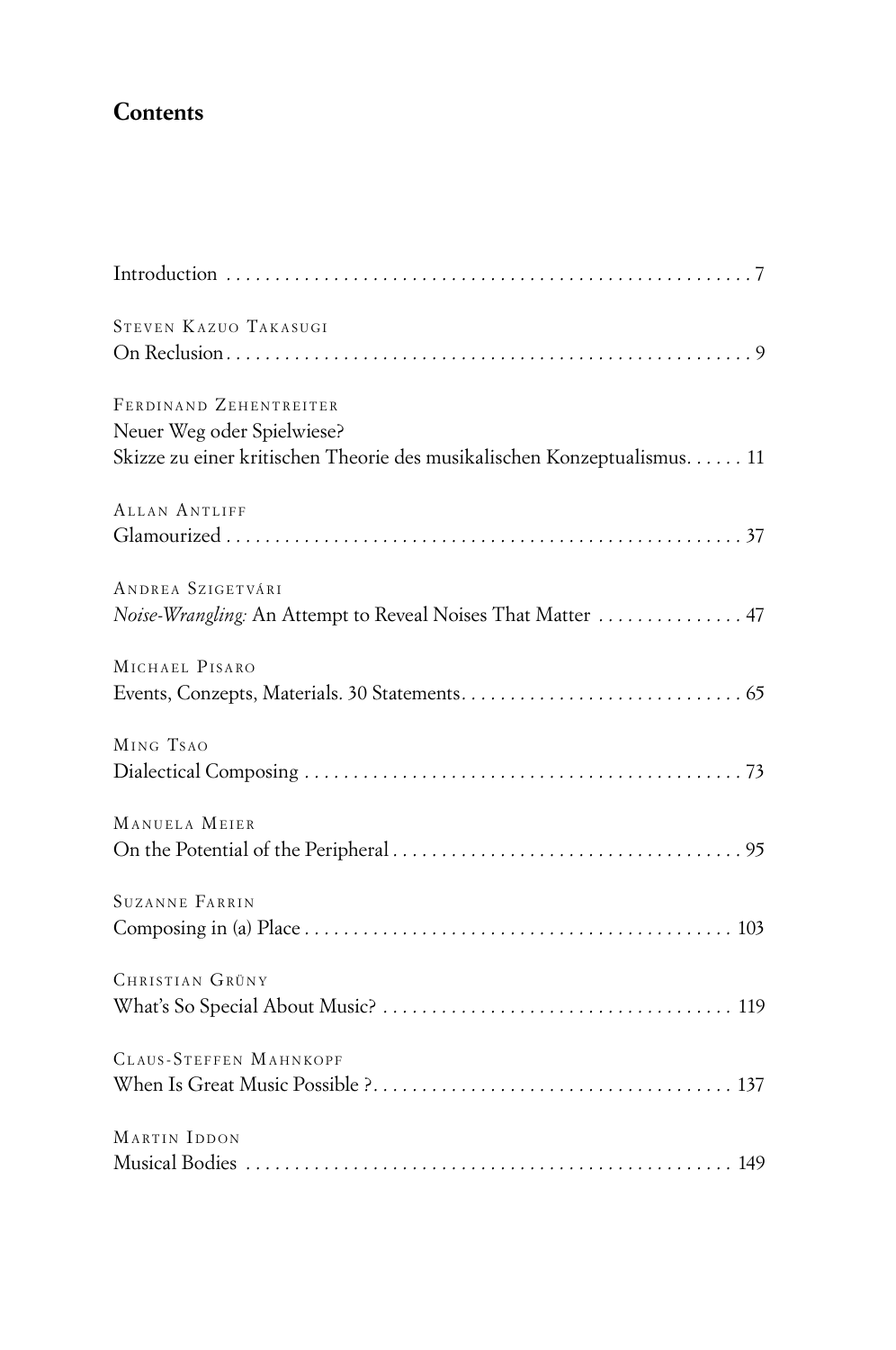## Contents

Introduction . . . . . . . . . . . . . . . . . . . . . . . . . . . . . . . . . . . . . . . . . . . . . . . . . . . . . . . 7

Steven Kazuo Takasugi
On Reclusion . . . . . . . . . . . . . . . . . . . . . . . . . . . . . . . . . . . . . . . . . . . . . . . . . . . . . . 9

Ferdinand Zehentreiter
Neuer Weg oder Spielwiese?
Skizze zu einer kritischen Theorie des musikalischen Konzeptualismus. . . . . . 11

Allan Antliff
Glamourized . . . . . . . . . . . . . . . . . . . . . . . . . . . . . . . . . . . . . . . . . . . . . . . . . . . . . 37

Andrea Szigetvári
*Noise-Wrangling:* An Attempt to Reveal Noises That Matter . . . . . . . . . . . . . . . 47

Michael Pisaro
Events, Conzepts, Materials. 30 Statements. . . . . . . . . . . . . . . . . . . . . . . . . . . . . 65

Ming Tsao
Dialectical Composing . . . . . . . . . . . . . . . . . . . . . . . . . . . . . . . . . . . . . . . . . . . . . 73

Manuela Meier
On the Potential of the Peripheral . . . . . . . . . . . . . . . . . . . . . . . . . . . . . . . . . . . . 95

Suzanne Farrin
Composing in (a) Place . . . . . . . . . . . . . . . . . . . . . . . . . . . . . . . . . . . . . . . . . . . . 103

Christian Grüny
What's So Special About Music? . . . . . . . . . . . . . . . . . . . . . . . . . . . . . . . . . . . . 119

Claus-Steffen Mahnkopf
When Is Great Music Possible ?. . . . . . . . . . . . . . . . . . . . . . . . . . . . . . . . . . . . . 137

Martin Iddon
Musical Bodies . . . . . . . . . . . . . . . . . . . . . . . . . . . . . . . . . . . . . . . . . . . . . . . . . . 149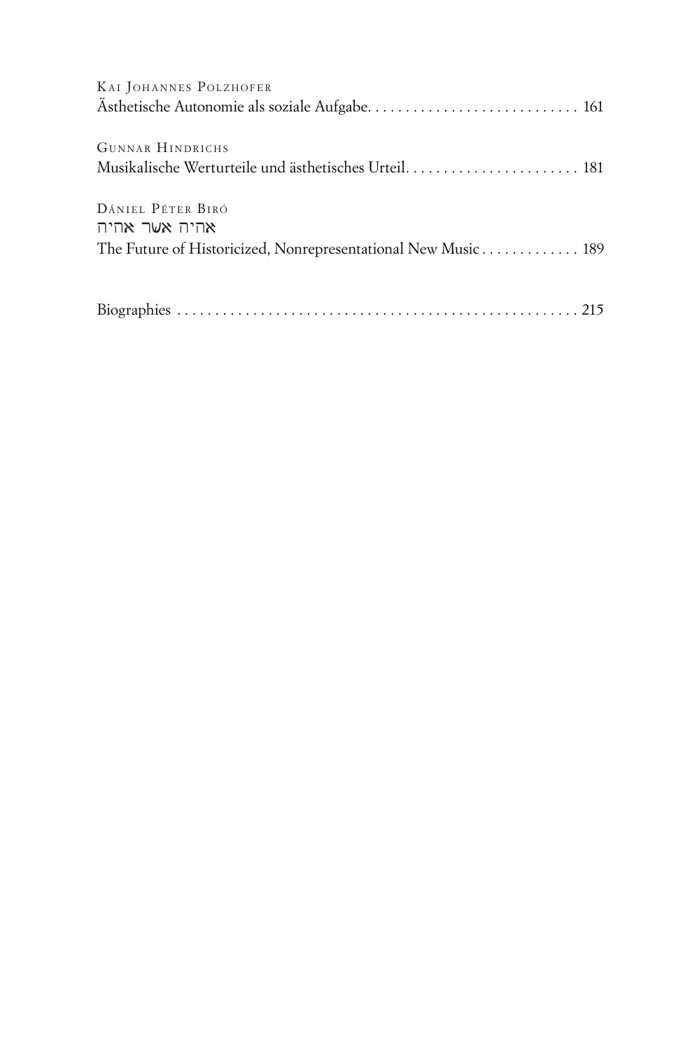Kai Johannes Polzhofer
Ästhetische Autonomie als soziale Aufgabe. . . . . . . . . . . . . . . . . . . . . . . . . . . . 161

Gunnar Hindrichs
Musikalische Werturteile und ästhetisches Urteil. . . . . . . . . . . . . . . . . . . . . . . 181

Dániel Péter Biró
אהיה אשר אהיה
The Future of Historicized, Nonrepresentational New Music . . . . . . . . . . . . . 189

Biographies . . . . . . . . . . . . . . . . . . . . . . . . . . . . . . . . . . . . . . . . . . . . . . . . . . . . 215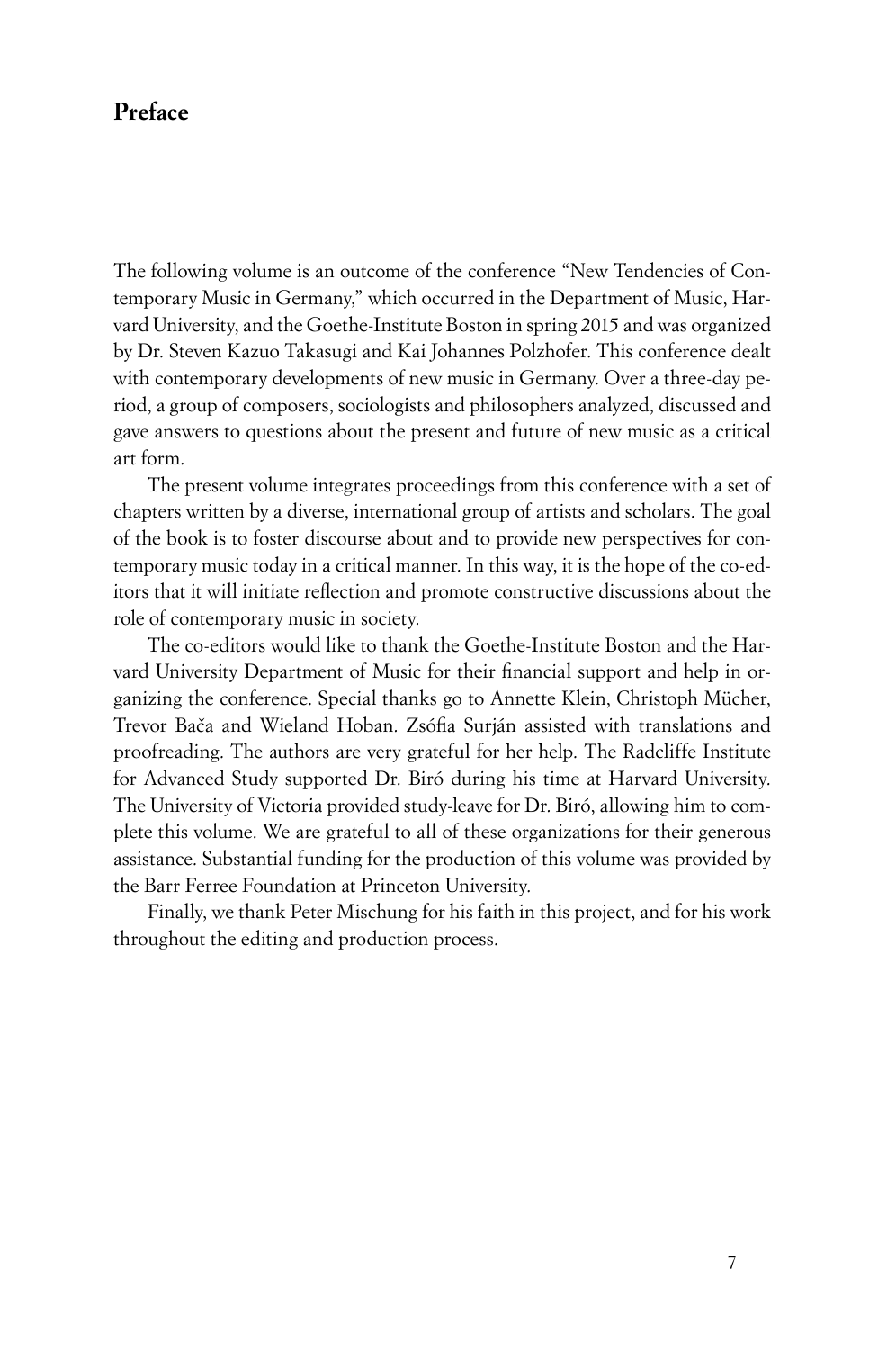# Preface

The following volume is an outcome of the conference "New Tendencies of Contemporary Music in Germany," which occurred in the Department of Music, Harvard University, and the Goethe-Institute Boston in spring 2015 and was organized by Dr. Steven Kazuo Takasugi and Kai Johannes Polzhofer. This conference dealt with contemporary developments of new music in Germany. Over a three-day period, a group of composers, sociologists and philosophers analyzed, discussed and gave answers to questions about the present and future of new music as a critical art form.

The present volume integrates proceedings from this conference with a set of chapters written by a diverse, international group of artists and scholars. The goal of the book is to foster discourse about and to provide new perspectives for contemporary music today in a critical manner. In this way, it is the hope of the co-editors that it will initiate reflection and promote constructive discussions about the role of contemporary music in society.

The co-editors would like to thank the Goethe-Institute Boston and the Harvard University Department of Music for their financial support and help in organizing the conference. Special thanks go to Annette Klein, Christoph Mücher, Trevor Bača and Wieland Hoban. Zsófia Surján assisted with translations and proofreading. The authors are very grateful for her help. The Radcliffe Institute for Advanced Study supported Dr. Biró during his time at Harvard University. The University of Victoria provided study-leave for Dr. Biró, allowing him to complete this volume. We are grateful to all of these organizations for their generous assistance. Substantial funding for the production of this volume was provided by the Barr Ferree Foundation at Princeton University.

Finally, we thank Peter Mischung for his faith in this project, and for his work throughout the editing and production process.